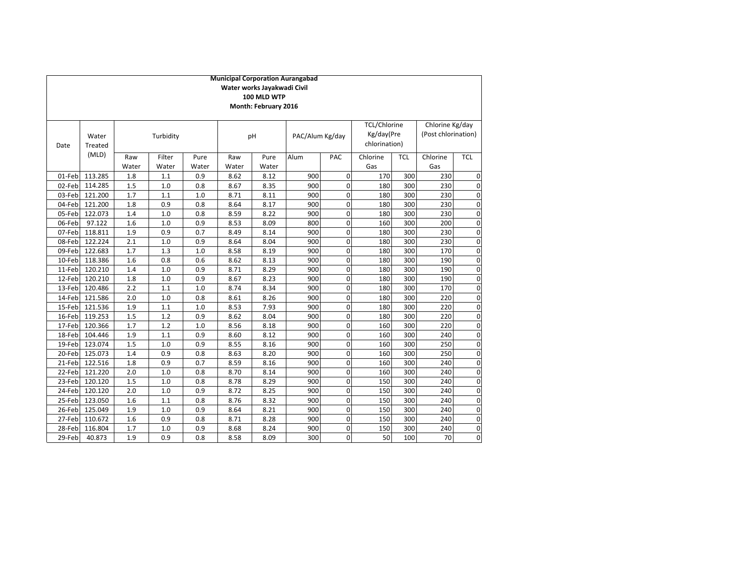**Municipal Corporation Aurangabad**
**Water works Jayakwadi Civil**
**100 MLD WTP**
**Month: February 2016**

| Date | Water Treated (MLD) | Turbidity | | | pH | | PAC/Alum Kg/day | | TCL/Chlorine Kg/day(Pre chlorination) | | Chlorine Kg/day (Post chlorination) | |
|---|---|---|---|---|---|---|---|---|---|---|---|---|
| | | Raw Water | Filter Water | Pure Water | Raw Water | Pure Water | Alum | PAC | Chlorine Gas | TCL | Chlorine Gas | TCL |
| 01-Feb | 113.285 | 1.8 | 1.1 | 0.9 | 8.62 | 8.12 | 900 | 0 | 170 | 300 | 230 | 0 |
| 02-Feb | 114.285 | 1.5 | 1.0 | 0.8 | 8.67 | 8.35 | 900 | 0 | 180 | 300 | 230 | 0 |
| 03-Feb | 121.200 | 1.7 | 1.1 | 1.0 | 8.71 | 8.11 | 900 | 0 | 180 | 300 | 230 | 0 |
| 04-Feb | 121.200 | 1.8 | 0.9 | 0.8 | 8.64 | 8.17 | 900 | 0 | 180 | 300 | 230 | 0 |
| 05-Feb | 122.073 | 1.4 | 1.0 | 0.8 | 8.59 | 8.22 | 900 | 0 | 180 | 300 | 230 | 0 |
| 06-Feb | 97.122 | 1.6 | 1.0 | 0.9 | 8.53 | 8.09 | 800 | 0 | 160 | 300 | 200 | 0 |
| 07-Feb | 118.811 | 1.9 | 0.9 | 0.7 | 8.49 | 8.14 | 900 | 0 | 180 | 300 | 230 | 0 |
| 08-Feb | 122.224 | 2.1 | 1.0 | 0.9 | 8.64 | 8.04 | 900 | 0 | 180 | 300 | 230 | 0 |
| 09-Feb | 122.683 | 1.7 | 1.3 | 1.0 | 8.58 | 8.19 | 900 | 0 | 180 | 300 | 170 | 0 |
| 10-Feb | 118.386 | 1.6 | 0.8 | 0.6 | 8.62 | 8.13 | 900 | 0 | 180 | 300 | 190 | 0 |
| 11-Feb | 120.210 | 1.4 | 1.0 | 0.9 | 8.71 | 8.29 | 900 | 0 | 180 | 300 | 190 | 0 |
| 12-Feb | 120.210 | 1.8 | 1.0 | 0.9 | 8.67 | 8.23 | 900 | 0 | 180 | 300 | 190 | 0 |
| 13-Feb | 120.486 | 2.2 | 1.1 | 1.0 | 8.74 | 8.34 | 900 | 0 | 180 | 300 | 170 | 0 |
| 14-Feb | 121.586 | 2.0 | 1.0 | 0.8 | 8.61 | 8.26 | 900 | 0 | 180 | 300 | 220 | 0 |
| 15-Feb | 121.536 | 1.9 | 1.1 | 1.0 | 8.53 | 7.93 | 900 | 0 | 180 | 300 | 220 | 0 |
| 16-Feb | 119.253 | 1.5 | 1.2 | 0.9 | 8.62 | 8.04 | 900 | 0 | 180 | 300 | 220 | 0 |
| 17-Feb | 120.366 | 1.7 | 1.2 | 1.0 | 8.56 | 8.18 | 900 | 0 | 160 | 300 | 220 | 0 |
| 18-Feb | 104.446 | 1.9 | 1.1 | 0.9 | 8.60 | 8.12 | 900 | 0 | 160 | 300 | 240 | 0 |
| 19-Feb | 123.074 | 1.5 | 1.0 | 0.9 | 8.55 | 8.16 | 900 | 0 | 160 | 300 | 250 | 0 |
| 20-Feb | 125.073 | 1.4 | 0.9 | 0.8 | 8.63 | 8.20 | 900 | 0 | 160 | 300 | 250 | 0 |
| 21-Feb | 122.516 | 1.8 | 0.9 | 0.7 | 8.59 | 8.16 | 900 | 0 | 160 | 300 | 240 | 0 |
| 22-Feb | 121.220 | 2.0 | 1.0 | 0.8 | 8.70 | 8.14 | 900 | 0 | 160 | 300 | 240 | 0 |
| 23-Feb | 120.120 | 1.5 | 1.0 | 0.8 | 8.78 | 8.29 | 900 | 0 | 150 | 300 | 240 | 0 |
| 24-Feb | 120.120 | 2.0 | 1.0 | 0.9 | 8.72 | 8.25 | 900 | 0 | 150 | 300 | 240 | 0 |
| 25-Feb | 123.050 | 1.6 | 1.1 | 0.8 | 8.76 | 8.32 | 900 | 0 | 150 | 300 | 240 | 0 |
| 26-Feb | 125.049 | 1.9 | 1.0 | 0.9 | 8.64 | 8.21 | 900 | 0 | 150 | 300 | 240 | 0 |
| 27-Feb | 110.672 | 1.6 | 0.9 | 0.8 | 8.71 | 8.28 | 900 | 0 | 150 | 300 | 240 | 0 |
| 28-Feb | 116.804 | 1.7 | 1.0 | 0.9 | 8.68 | 8.24 | 900 | 0 | 150 | 300 | 240 | 0 |
| 29-Feb | 40.873 | 1.9 | 0.9 | 0.8 | 8.58 | 8.09 | 300 | 0 | 50 | 100 | 70 | 0 |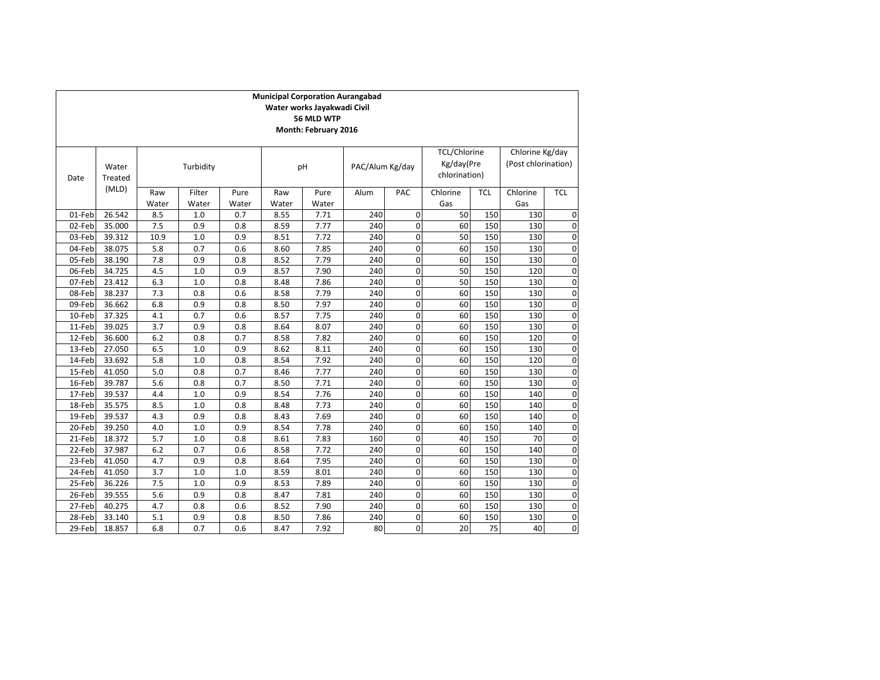**Municipal Corporation Aurangabad**
**Water works Jayakwadi Civil**
**56 MLD WTP**
**Month: February 2016**

| Date | Water Treated (MLD) | Turbidity | | | pH | | PAC/Alum Kg/day | | TCL/Chlorine Kg/day(Pre chlorination) | | Chlorine Kg/day (Post chlorination) | |
|---|---|---|---|---|---|---|---|---|---|---|---|---|
| | | Raw Water | Filter Water | Pure Water | Raw Water | Pure Water | Alum | PAC | Chlorine Gas | TCL | Chlorine Gas | TCL |
| 01-Feb | 26.542 | 8.5 | 1.0 | 0.7 | 8.55 | 7.71 | 240 | 0 | 50 | 150 | 130 | 0 |
| 02-Feb | 35.000 | 7.5 | 0.9 | 0.8 | 8.59 | 7.77 | 240 | 0 | 60 | 150 | 130 | 0 |
| 03-Feb | 39.312 | 10.9 | 1.0 | 0.9 | 8.51 | 7.72 | 240 | 0 | 50 | 150 | 130 | 0 |
| 04-Feb | 38.075 | 5.8 | 0.7 | 0.6 | 8.60 | 7.85 | 240 | 0 | 60 | 150 | 130 | 0 |
| 05-Feb | 38.190 | 7.8 | 0.9 | 0.8 | 8.52 | 7.79 | 240 | 0 | 60 | 150 | 130 | 0 |
| 06-Feb | 34.725 | 4.5 | 1.0 | 0.9 | 8.57 | 7.90 | 240 | 0 | 50 | 150 | 120 | 0 |
| 07-Feb | 23.412 | 6.3 | 1.0 | 0.8 | 8.48 | 7.86 | 240 | 0 | 50 | 150 | 130 | 0 |
| 08-Feb | 38.237 | 7.3 | 0.8 | 0.6 | 8.58 | 7.79 | 240 | 0 | 60 | 150 | 130 | 0 |
| 09-Feb | 36.662 | 6.8 | 0.9 | 0.8 | 8.50 | 7.97 | 240 | 0 | 60 | 150 | 130 | 0 |
| 10-Feb | 37.325 | 4.1 | 0.7 | 0.6 | 8.57 | 7.75 | 240 | 0 | 60 | 150 | 130 | 0 |
| 11-Feb | 39.025 | 3.7 | 0.9 | 0.8 | 8.64 | 8.07 | 240 | 0 | 60 | 150 | 130 | 0 |
| 12-Feb | 36.600 | 6.2 | 0.8 | 0.7 | 8.58 | 7.82 | 240 | 0 | 60 | 150 | 120 | 0 |
| 13-Feb | 27.050 | 6.5 | 1.0 | 0.9 | 8.62 | 8.11 | 240 | 0 | 60 | 150 | 130 | 0 |
| 14-Feb | 33.692 | 5.8 | 1.0 | 0.8 | 8.54 | 7.92 | 240 | 0 | 60 | 150 | 120 | 0 |
| 15-Feb | 41.050 | 5.0 | 0.8 | 0.7 | 8.46 | 7.77 | 240 | 0 | 60 | 150 | 130 | 0 |
| 16-Feb | 39.787 | 5.6 | 0.8 | 0.7 | 8.50 | 7.71 | 240 | 0 | 60 | 150 | 130 | 0 |
| 17-Feb | 39.537 | 4.4 | 1.0 | 0.9 | 8.54 | 7.76 | 240 | 0 | 60 | 150 | 140 | 0 |
| 18-Feb | 35.575 | 8.5 | 1.0 | 0.8 | 8.48 | 7.73 | 240 | 0 | 60 | 150 | 140 | 0 |
| 19-Feb | 39.537 | 4.3 | 0.9 | 0.8 | 8.43 | 7.69 | 240 | 0 | 60 | 150 | 140 | 0 |
| 20-Feb | 39.250 | 4.0 | 1.0 | 0.9 | 8.54 | 7.78 | 240 | 0 | 60 | 150 | 140 | 0 |
| 21-Feb | 18.372 | 5.7 | 1.0 | 0.8 | 8.61 | 7.83 | 160 | 0 | 40 | 150 | 70 | 0 |
| 22-Feb | 37.987 | 6.2 | 0.7 | 0.6 | 8.58 | 7.72 | 240 | 0 | 60 | 150 | 140 | 0 |
| 23-Feb | 41.050 | 4.7 | 0.9 | 0.8 | 8.64 | 7.95 | 240 | 0 | 60 | 150 | 130 | 0 |
| 24-Feb | 41.050 | 3.7 | 1.0 | 1.0 | 8.59 | 8.01 | 240 | 0 | 60 | 150 | 130 | 0 |
| 25-Feb | 36.226 | 7.5 | 1.0 | 0.9 | 8.53 | 7.89 | 240 | 0 | 60 | 150 | 130 | 0 |
| 26-Feb | 39.555 | 5.6 | 0.9 | 0.8 | 8.47 | 7.81 | 240 | 0 | 60 | 150 | 130 | 0 |
| 27-Feb | 40.275 | 4.7 | 0.8 | 0.6 | 8.52 | 7.90 | 240 | 0 | 60 | 150 | 130 | 0 |
| 28-Feb | 33.140 | 5.1 | 0.9 | 0.8 | 8.50 | 7.86 | 240 | 0 | 60 | 150 | 130 | 0 |
| 29-Feb | 18.857 | 6.8 | 0.7 | 0.6 | 8.47 | 7.92 | 80 | 0 | 20 | 75 | 40 | 0 |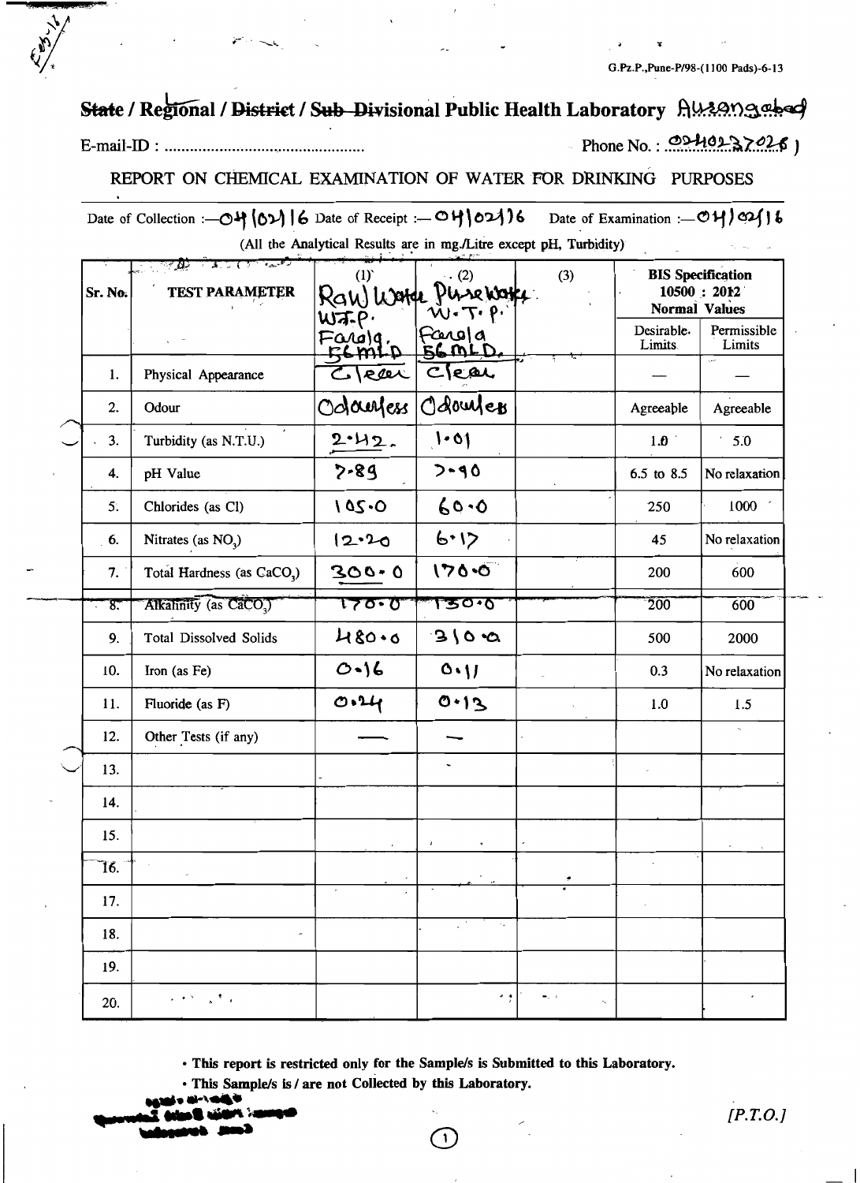Feb-16

G.Pz.P.,Pune-P/98-(1100 Pads)-6-13

## ~~State~~ / Regional / ~~District~~ / ~~Sub-Divisional~~ Public Health Laboratory Aurangabad

E-mail-ID : ................................................ Phone No. : 02402327026 )

### REPORT ON CHEMICAL EXAMINATION OF WATER FOR DRINKING PURPOSES

Date of Collection :— 04/02/16 Date of Receipt :— 04/02/16 Date of Examination :— 04/02/16

(All the Analytical Results are in mg./Litre except pH, Turbidity)

| Sr. No. | TEST PARAMETER | (1) Raw Water W.T.P. Farola, 56 MLD | (2) Pure Water W.T.P. Farola 56 MLD. | (3) | BIS Specification 10500 : 2012 Normal Values | |
|---|---|---|---|---|---|---|
| | | | | | Desirable Limits | Permissible Limits |
| 1. | Physical Appearance | Clear | Clear | | — | — |
| 2. | Odour | Odourless | Odourless | | Agreeable | Agreeable |
| 3. | Turbidity (as N.T.U.) | 2.42 | 1.01 | | 1.0 | 5.0 |
| 4. | pH Value | 7.89 | 7.90 | | 6.5 to 8.5 | No relaxation |
| 5. | Chlorides (as Cl) | 105.0 | 60.0 | | 250 | 1000 |
| 6. | Nitrates (as $NO_3$) | 12.20 | 6.17 | | 45 | No relaxation |
| 7. | Total Hardness (as $CaCO_3$) | 300.0 | 170.0 | | 200 | 600 |
| 8. | Alkalinity (as $CaCO_3$) | 170.0 | 130.0 | | 200 | 600 |
| 9. | Total Dissolved Solids | 480.0 | 310.0 | | 500 | 2000 |
| 10. | Iron (as Fe) | 0.16 | 0.11 | | 0.3 | No relaxation |
| 11. | Fluoride (as F) | 0.24 | 0.13 | | 1.0 | 1.5 |
| 12. | Other Tests (if any) | — | — | | | |
| 13. | | | | | | |
| 14. | | | | | | |
| 15. | | | | | | |
| 16. | | | | | | |
| 17. | | | | | | |
| 18. | | | | | | |
| 19. | | | | | | |
| 20. | | | | | | |

- **This report is restricted only for the Sample/s is Submitted to this Laboratory.**
- **This Sample/s is / are not Collected by this Laboratory.**

*[P.T.O.]*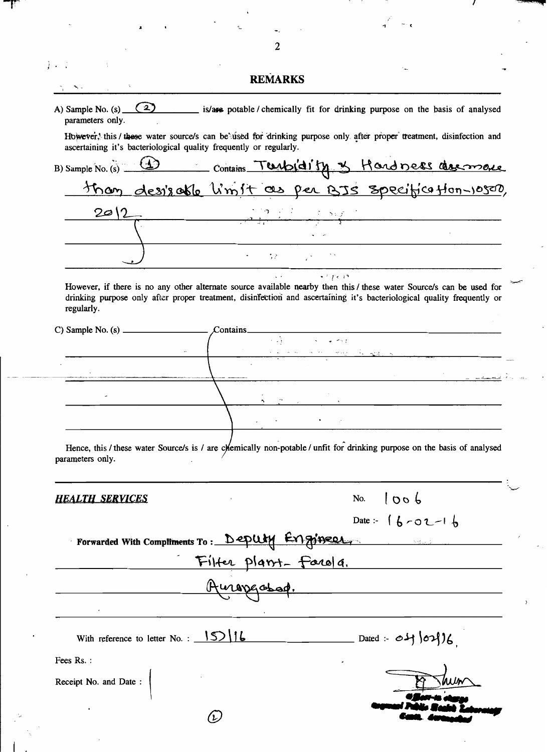## REMARKS

A) Sample No. (s) (2) is/are potable / chemically fit for drinking purpose on the basis of analysed parameters only.

However, this / these water source/s can be used for drinking purpose only after proper treatment, disinfection and ascertaining it's bacteriological quality frequently or regularly.

B) Sample No. (s) (1) Contains Turbidity & Hardness are more than desirable limit as per BIS specification-10500, 2012

However, if there is no any other alternate source available nearby then this / these water Source/s can be used for drinking purpose only after proper treatment, disinfection and ascertaining it's bacteriological quality frequently or regularly.

C) Sample No. (s) ______ Contains ______

Hence, this / these water Source/s is / are chemically non-potable / unfit for drinking purpose on the basis of analysed parameters only.

***HEALTH SERVICES***

No. 1006

Date :- 16-02-16

**Forwarded With Compliments To :** Deputy Engineer, Filter plant- Farola, Aurangabad.

With reference to letter No. : 15/16 Dated :- 04/02/16

Fees Rs. :

Receipt No. and Date :

Officer-in-charge
Regional Public Health Laboratory
Camp. Aurangabad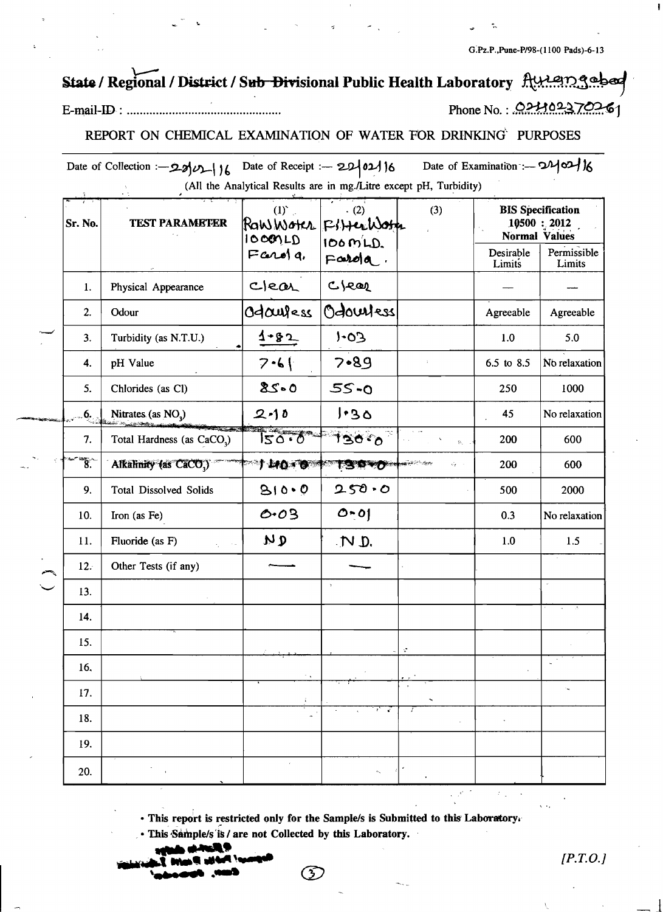G.Pz.P.,Pune-P/98-(1100 Pads)-6-13

## ~~State~~ / Regional / ~~District~~ / ~~Sub-Divisional~~ Public Health Laboratory Aurangabad

E-mail-ID : ................................................ Phone No. : 02402370261

### REPORT ON CHEMICAL EXAMINATION OF WATER FOR DRINKING PURPOSES

Date of Collection :— 22/02/16 Date of Receipt :— 22/02/16 Date of Examination :— 24/02/16

(All the Analytical Results are in mg./Litre except pH, Turbidity)

| Sr. No. | TEST PARAMETER | (1) Raw Water 100 MLD Farola. | (2) Filter Water 100 MLD. Farola. | (3) | BIS Specification 10500 : 2012 Normal Values | |
|---|---|---|---|---|---|---|
| | | | | | Desirable Limits | Permissible Limits |
| 1. | Physical Appearance | Clear | Clear | | — | — |
| 2. | Odour | Odourless | Odourless | | Agreeable | Agreeable |
| 3. | Turbidity (as N.T.U.) | 1.82 | 1.03 | | 1.0 | 5.0 |
| 4. | pH Value | 7.61 | 7.89 | | 6.5 to 8.5 | No relaxation |
| 5. | Chlorides (as Cl) | 85.0 | 55.0 | | 250 | 1000 |
| 6. | Nitrates (as $NO_3$) | 2.10 | 1.30 | | 45 | No relaxation |
| 7. | Total Hardness (as $CaCO_3$) | 150.0 | 130.0 | | 200 | 600 |
| 8. | Alkalinity (as $CaCO_3$) | 140.0 | 130.0 | | 200 | 600 |
| 9. | Total Dissolved Solids | 310.0 | 250.0 | | 500 | 2000 |
| 10. | Iron (as Fe) | 0.03 | 0.01 | | 0.3 | No relaxation |
| 11. | Fluoride (as F) | ND | N.D. | | 1.0 | 1.5 |
| 12. | Other Tests (if any) | — | — | | | |
| 13. | | | | | | |
| 14. | | | | | | |
| 15. | | | | | | |
| 16. | | | | | | |
| 17. | | | | | | |
| 18. | | | | | | |
| 19. | | | | | | |
| 20. | | | | | | |

- This report is restricted only for the Sample/s is Submitted to this Laboratory.
- This Sample/s is / are not Collected by this Laboratory.

[P.T.O.]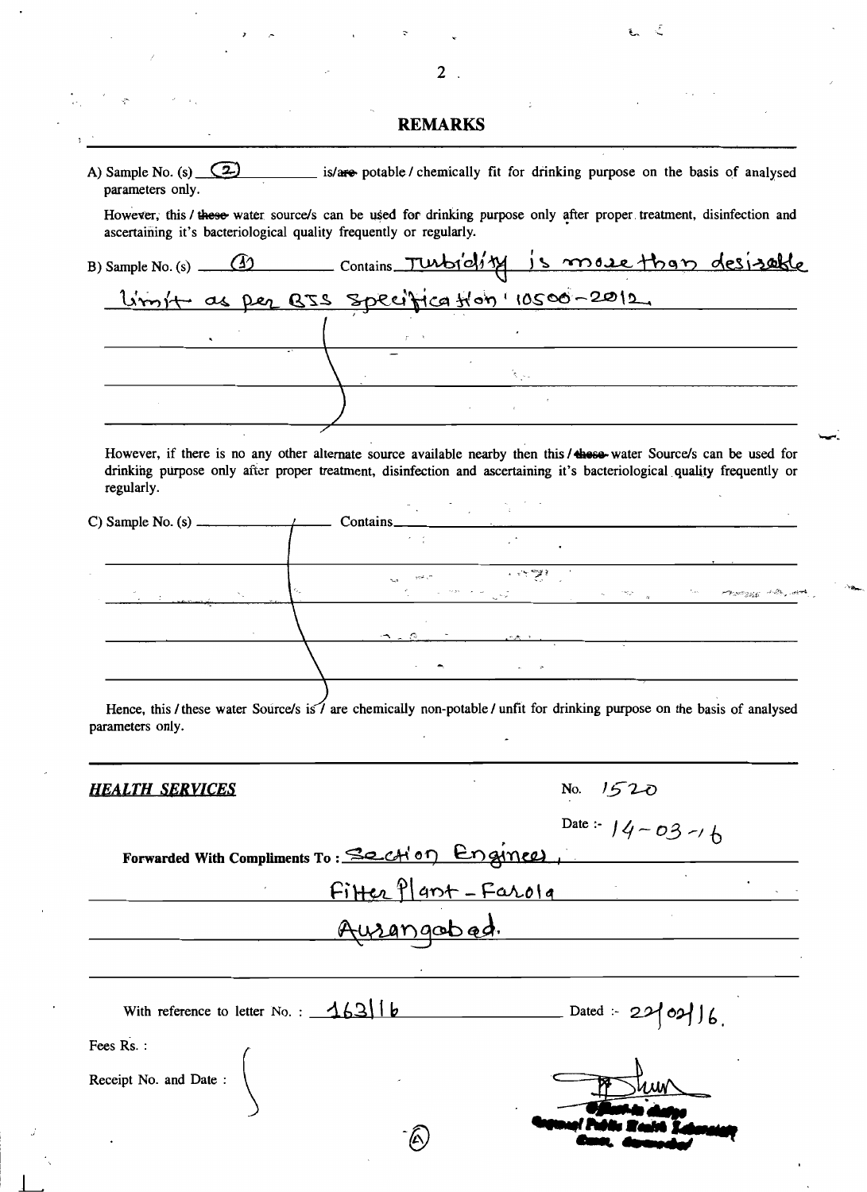# REMARKS

A) Sample No. (s) (2) is/~~are~~ potable / chemically fit for drinking purpose on the basis of analysed parameters only.

However, this / ~~these~~ water source/s can be used for drinking purpose only after proper treatment, disinfection and ascertaining it's bacteriological quality frequently or regularly.

B) Sample No. (s) (1) Contains Turbidity is more than desirable limit as per BIS Specification 10500-2012.

However, if there is no any other alternate source available nearby then this / ~~these~~ water Source/s can be used for drinking purpose only after proper treatment, disinfection and ascertaining it's bacteriological quality frequently or regularly.

C) Sample No. (s) ________ Contains ________

Hence, this / these water Source/s is / are chemically non-potable / unfit for drinking purpose on the basis of analysed parameters only.

***HEALTH SERVICES***

No. 1520

Date :- 14-03-16

**Forwarded With Compliments To :** Section Engineer, Filter Plant - Farola Aurangabad.

With reference to letter No. : 163/16 Dated :- 22/02/16.

Fees Rs. :

Receipt No. and Date :

Officer-in-charge
Regional Public Health Laboratory
Aurangabad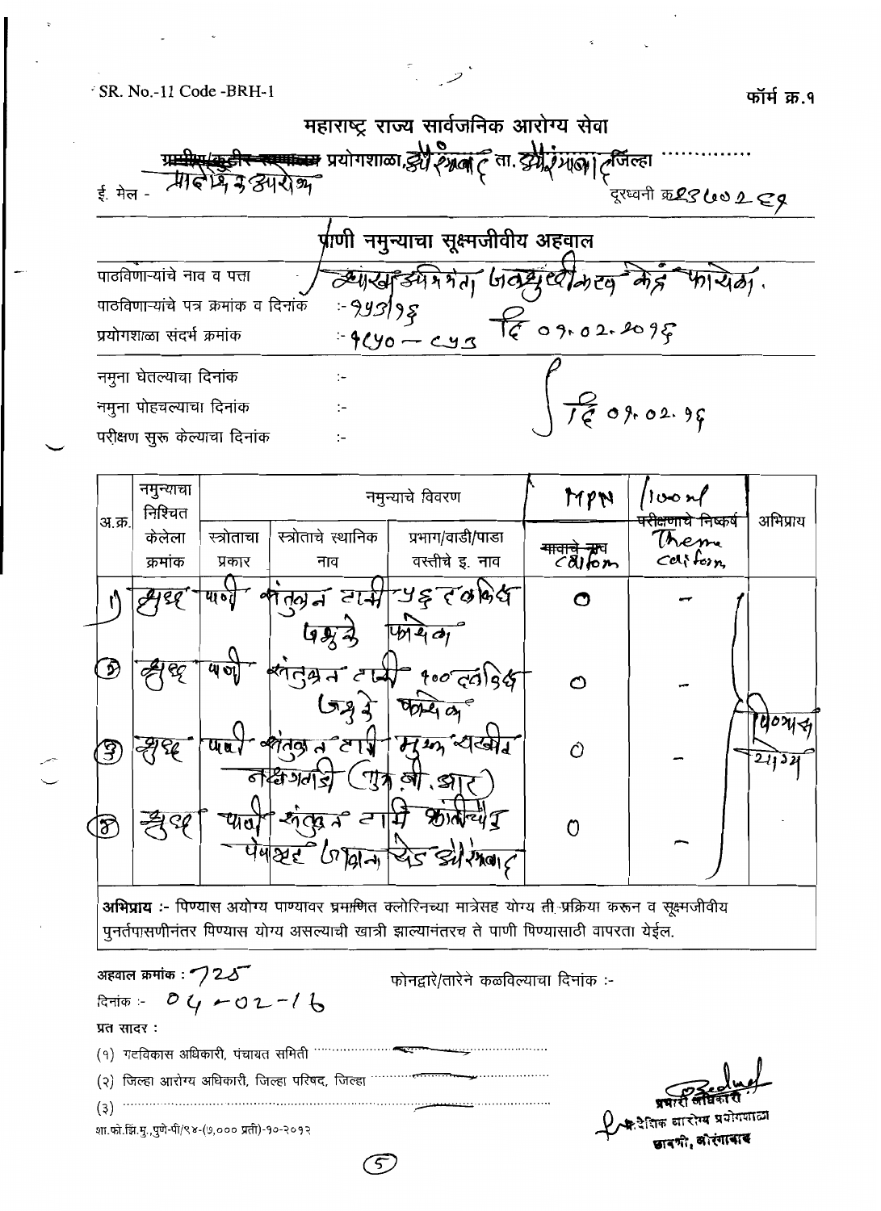SR. No.-11 Code -BRH-1

फॉर्म क्र.१

# महाराष्ट्र राज्य सार्वजनिक आरोग्य सेवा

~~ग्रामीण/कुटीर रुग्णालय~~ प्रयोगशाळा, औरंगाबाद ता. औरंगाबाद जिल्हा ..............

ई. मेल - प्रादेशिक आरोग्य

दूरध्वनी क्र. 02402 2329

## पाणी नमुन्याचा सूक्ष्मजीवीय अहवाल

पाठविणाऱ्यांचे नाव व पत्ता : अभियंता, जलशुद्धीकरण केंद्र फारोळा.

पाठविणाऱ्यांचे पत्र क्रमांक व दिनांक :- 953/16 दि 01.02.2016

प्रयोगशाळा संदर्भ क्रमांक :- 4650 – 653

नमुना घेतल्याचा दिनांक :-

नमुना पोहचल्याचा दिनांक :- दि 01.02.16

परीक्षण सुरू केल्याचा दिनांक :-

| अ.क्र. | नमुन्याचा निश्चित केलेला क्रमांक | स्त्रोताचा प्रकार | स्त्रोताचे स्थानिक नाव | प्रभाग/वाडी/पाडा वस्तीचे इ. नाव | MPN /100 ml ~~मानाचे माप~~ Coliform | ~~परीक्षणाचे निष्कर्ष~~ Thermo coliform | अभिप्राय |
|---|---|---|---|---|---|---|---|
| 1) | शुद्ध | पाणी | संतुलन टाकी जशुके | 56 एमएलडी फारोळा | 0 | – | पिण्यास योग्य |
| 2) | शुद्ध | पाणी | संतुलन टाकी जशुके | 100 एमएलडी फारोळा | 0 | – | |
| 3) | शुद्ध | पाणी | संतुलन टाकी नक्षत्रवाडी (एम.बी.आर) | मुख्य वाहीनी | 0 | – | |
| 4) | शुद्ध | पाणी | संतुलन टाकी पेपरहट | कोटला कॉलनी रोड औरंगाबाद | 0 | – | |

**अभिप्राय :-** पिण्यास अयोग्य पाण्यावर प्रमाणित क्लोरिनच्या मात्रेसह योग्य ती प्रक्रिया करून व सूक्ष्मजीवीय पुनर्तपासणीनंतर पिण्यास योग्य असल्याची खात्री झाल्यानंतरच ते पाणी पिण्यासाठी वापरता येईल.

अहवाल क्रमांक : 725

दिनांक :- 04-02-16

फोनद्वारे/तारेने कळविल्याचा दिनांक :-

प्रत सादर :

(१) गटविकास अधिकारी, पंचायत समिती ..............................

(२) जिल्हा आरोग्य अधिकारी, जिल्हा परिषद, जिल्हा ..............................

(३) ..............................

प्रभारी अधिकारी
प्रादेशिक आरोग्य प्रयोगशाळा
छावणी, औरंगाबाद

शा.फो.झि.मु.,पुणे-पी/९४-(७,०००) प्रती)-१०-२०१२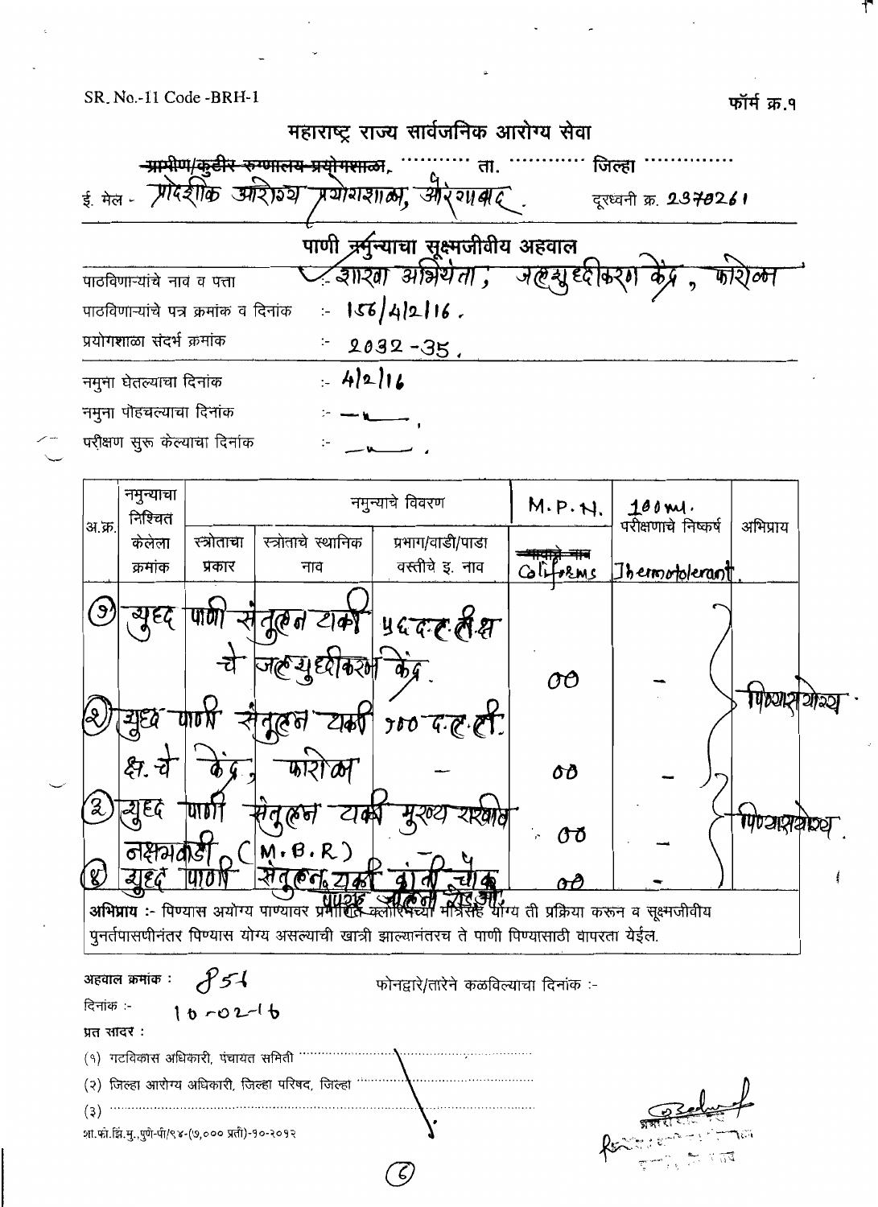SR. No.-11 Code -BRH-1

फॉर्म क्र.१

## महाराष्ट्र राज्य सार्वजनिक आरोग्य सेवा

~~ग्रामीण/कुटीर रुग्णालय प्रयोगशाळा~~, ........... ता. ............ जिल्हा ...............

ई. मेल - प्रादेशिक आरोग्य प्रयोगशाळा, औरंगाबाद. दूरध्वनी क्र. 2370261

### पाणी नमुन्याचा सूक्ष्मजीवीय अहवाल

पाठविणाऱ्यांचे नाव व पत्ता :- शाखा अभियंता, जलशुद्धीकरण केंद्र, फारोळा

पाठविणाऱ्यांचे पत्र क्रमांक व दिनांक :- 156/4/2/16.

प्रयोगशाळा संदर्भ क्रमांक :- 2032-35.

नमुना घेतल्याचा दिनांक :- 4/2/16

नमुना पोहचल्याचा दिनांक :- —"—.

परीक्षण सुरू केल्याचा दिनांक :- —"—.

| अ.क्र. | नमुन्याचा निश्चित केलेला क्रमांक | नमुन्याचे विवरण | | | M.P.N. | 100ml. परीक्षणाचे निष्कर्ष | अभिप्राय |
|---|---|---|---|---|---|---|---|
| | | स्त्रोताचा प्रकार | स्त्रोताचे स्थानिक नाव | प्रभाग/वाडी/पाडा वस्तीचे इ. नाव | ~~नावाचे नाव~~ Coliforms | Thermotolerant. | |
| (१) | शुद्ध पाणी संतुलन टाकी 56 द.ल.लि.क्ष. चे जलशुद्धीकरण केंद्र. | | | | 00 | - | पिण्यास योग्य. |
| (२) | शुद्ध पाणी संतुलन टाकी 100 द.ल.ली. क्ष. चे केंद्र, फारोळा | | | - | 00 | - | पिण्यास योग्य. |
| (३) | शुद्ध पाणी संतुलन टाकी मुख्य रस्त्यावर नक्षत्रवाडी (M.B.R) | | | - | 00 | - | पिण्यास योग्य. |
| (४) | शुद्ध पाणी संतुलन टाकी दौलताबाद चौक | | | | 00 | - | पिण्यास योग्य. |

**अभिप्राय :-** पिण्यास अयोग्य पाण्यावर प्रमाणित क्लोरिनच्या मात्रेसह योग्य ती प्रक्रिया करून व सूक्ष्मजीवीय पुनर्तपासणीनंतर पिण्यास योग्य असल्याची खात्री झाल्यानंतरच ते पाणी पिण्यासाठी वापरता येईल.

अहवाल क्रमांक : 851

फोनद्वारे/तारेने कळविल्याचा दिनांक :-

दिनांक :- 10-02-16

प्रत सादर :

(१) गटविकास अधिकारी, पंचायत समिती ..........................

(२) जिल्हा आरोग्य अधिकारी, जिल्हा परिषद, जिल्हा ..........................

(३) ..........................

शा.फो.झिं.मु.,पुणे-पी/९४-(७,००० प्रती)-१०-२०१२

प्रभारी ...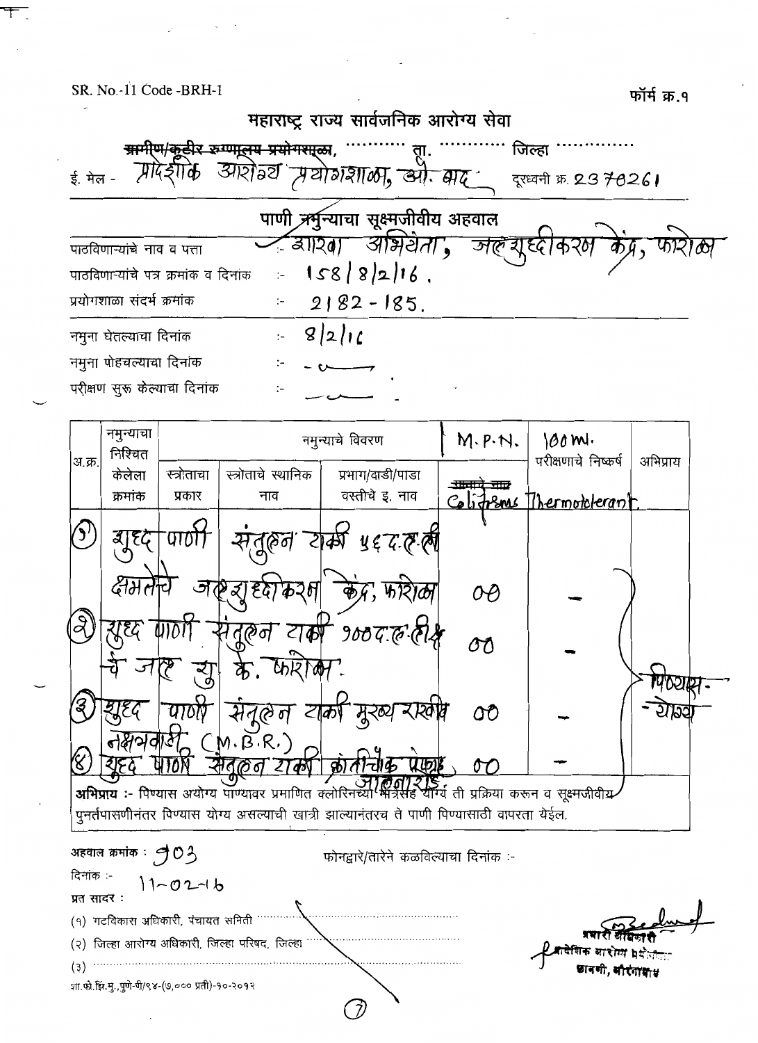SR. No.-11 Code -BRH-1

फॉर्म क्र.१

# महाराष्ट्र राज्य सार्वजनिक आरोग्य सेवा

~~ग्रामीण/कुटीर रुग्णालय प्रयोगशाळा~~, ............ ता. ............ जिल्हा ..............

ई. मेल - प्रादेशिक आरोग्य प्रयोगशाळा, औ. बाद दूरध्वनी क्र. 2370261

## पाणी नमुन्याचा सूक्ष्मजीवीय अहवाल

पाठविणाऱ्यांचे नाव व पत्ता :- शाखा अभियंता, जलशुद्धीकरण केंद्र, फारोळा

पाठविणाऱ्यांचे पत्र क्रमांक व दिनांक :- 158/8/2/16.

प्रयोगशाळा संदर्भ क्रमांक :- 2182-185.

नमुना घेतल्याचा दिनांक :- 8/2/16

नमुना पोहचल्याचा दिनांक :- —

परीक्षण सुरू केल्याचा दिनांक :- —

| अ.क्र. | नमुन्याचा निश्चित केलेला क्रमांक | नमुन्याचे विवरण स्त्रोताचा प्रकार | स्त्रोताचे स्थानिक नाव | प्रभाग/वाडी/पाडा वस्तीचे इ. नाव | M.P.N. ~~सामान्य मात्र~~ Coliforms | 100 ml. परीक्षणाचे निष्कर्ष Thermotolerant | अभिप्राय |
|---|---|---|---|---|---|---|---|
| (1) | शुद्ध पाणी | संतुलन टाकी 56 द.ल.ली क्षमतेचे जलशुद्धीकरण केंद्र, फारोळा | | | 00 | — | पिण्यास योग्य |
| (2) | शुद्ध पाणी | संतुलन टाकी 100 द.ल.ली. चे जल शु. कें. फारोळा. | | | 00 | — | |
| (3) | शुद्ध पाणी | संतुलन टाकी मुख्य राखीव नक्षत्रवाडी (M.B.R.) | | | 00 | — | |
| (4) | शुद्ध पाणी | संतुलन टाकी क्रांतीचौक पेठाई आलेनगर | | | 00 | — | |

**अभिप्राय :-** पिण्यास अयोग्य पाण्यावर प्रमाणित क्लोरिनच्या मात्रेसह योग्य ती प्रक्रिया करून व सूक्ष्मजीवीय पुनर्तपासणीनंतर पिण्यास योग्य असल्याची खात्री झाल्यानंतरच ते पाणी पिण्यासाठी वापरता येईल.

अहवाल क्रमांक : 903

फोनद्वारे/तारेने कळविल्याचा दिनांक :-

दिनांक :- 11-02-16

प्रत सादर :

(१) गटविकास अधिकारी, पंचायत समिती ..............................

(२) जिल्हा आरोग्य अधिकारी, जिल्हा परिषद, जिल्हा ..............................

(३) ..............................

प्रभारी अधिकारी
प्रादेशिक आरोग्य प्रयोगशाळा
छावणी, औरंगाबाद

शा.फो.झिं.मु., पुणे-पी/९४-(७,००० प्रती)-१०-२०१२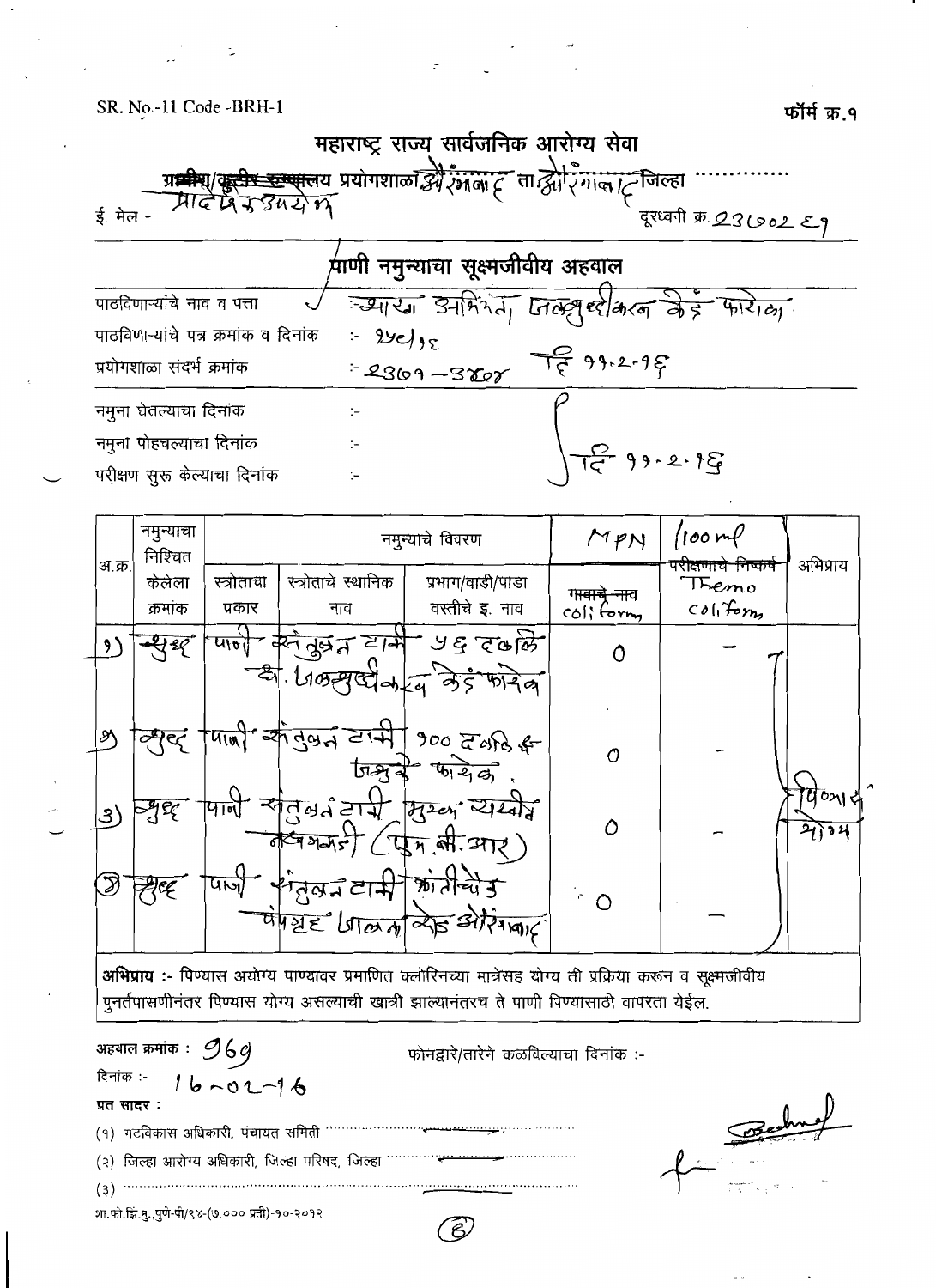SR. No.-11 Code -BRH-1

फॉर्म क्र.१

## महाराष्ट्र राज्य सार्वजनिक आरोग्य सेवा

~~ग्रामीण/कुटीर रुग्णालय~~ प्रयोगशाळा औरंगाबाद ता. औरंगाबाद जिल्हा ............

ई. मेल - प्रादेशिक प्रयो.

दूरध्वनी क्र. 2370289

## पाणी नमुन्याचा सूक्ष्मजीवीय अहवाल

पाठविणाऱ्यांचे नाव व पत्ता : कार्यकारी अभियंता जलशुद्धीकरण केंद्र फारोळा

पाठविणाऱ्यांचे पत्र क्रमांक व दिनांक :- २५८/१६

प्रयोगशाळा संदर्भ क्रमांक :- 2371-3804 दि 11-2-16

नमुना घेतल्याचा दिनांक :-

नमुना पोहचल्याचा दिनांक :- दि 11-2-16

परीक्षण सुरू केल्याचा दिनांक :-

| अ.क्र. | नमुन्याचा निश्चित केलेला क्रमांक | नमुन्याचे विवरण | | | MPN /100 ml | | अभिप्राय |
|---|---|---|---|---|---|---|---|
| | | स्त्रोताचा प्रकार | स्त्रोताचे स्थानिक नाव | प्रभाग/वाडी/पाडा वस्तीचे इ. नाव | ~~गावाचे नाव~~ coliform | ~~परीक्षणाचे निष्कर्ष~~ Themo coliform | |
| १) | शुद्ध | पाणी | संतुलन टाकी | ५६ दशलि. जलशुद्धीकरण केंद्र फारोळा | 0 | — | पिण्यास योग्य |
| २) | शुद्ध | पाणी | संतुलन टाकी | १०० दशलि. जलशु. फारोळा | 0 | — | |
| 3) | शुद्ध | पाणी | संतुलन टाकी | मुख्य वाहिनी नक्षत्रवाडी (एम.बी.आर) | 0 | — | |
| ४) | शुद्ध | पाणी | संतुलन टाकी | क्रांतीचौक पंपगृह जलकुंभ औरंगाबाद | 0 | — | |

**अभिप्राय :-** पिण्यास अयोग्य पाण्यावर प्रमाणित क्लोरिनच्या मात्रेसह योग्य ती प्रक्रिया करून व सूक्ष्मजीवीय पुनर्तपासणीनंतर पिण्यास योग्य असल्याची खात्री झाल्यानंतरच ते पाणी पिण्यासाठी वापरता येईल.

**अहवाल क्रमांक :** 969

फोनद्वारे/तारेने कळविल्याचा दिनांक :-

दिनांक :- 16-02-16

**प्रत सादर :**

(१) गटविकास अधिकारी, पंचायत समिती ............

(२) जिल्हा आरोग्य अधिकारी, जिल्हा परिषद, जिल्हा ............

(३) ............

शा.फो.झि.मु.,पुणे-पी/९४-(७,००० प्रती)-१०-२०१२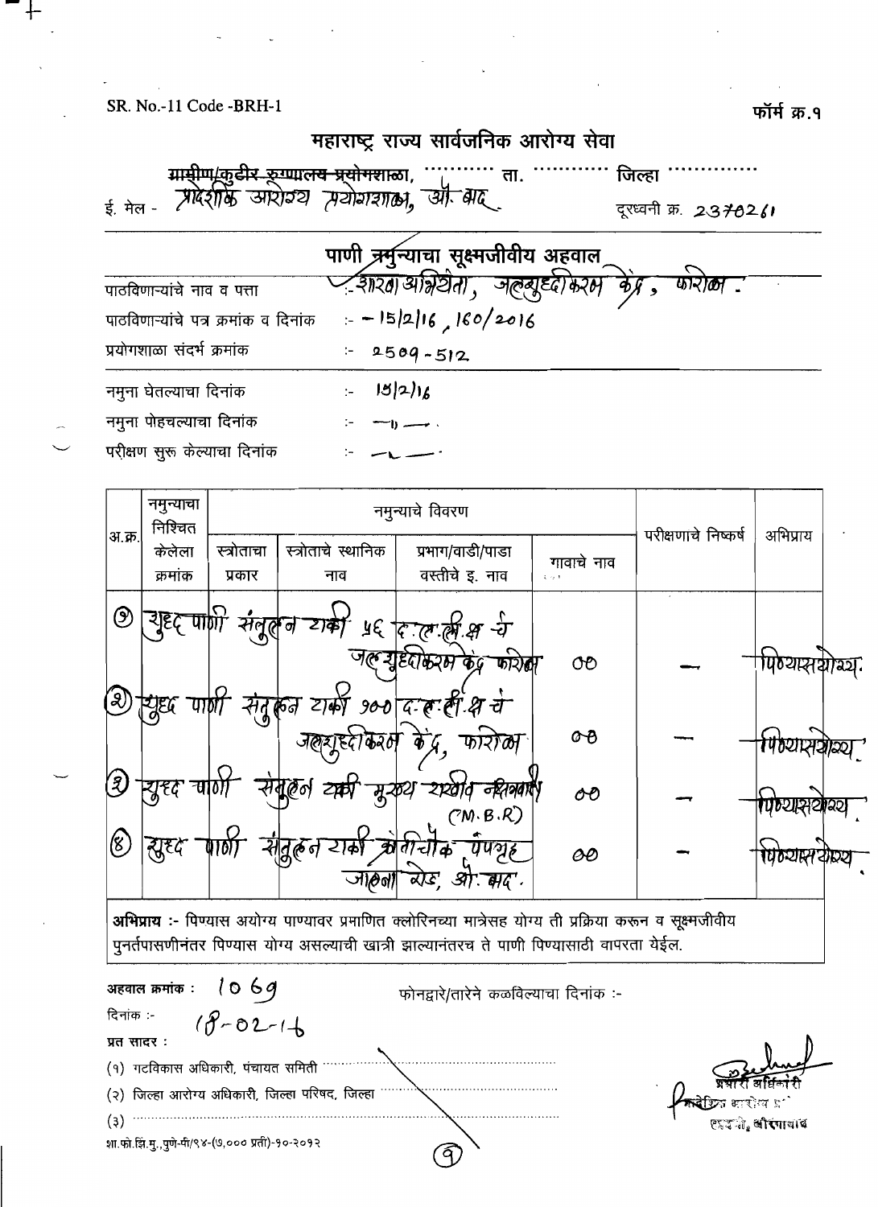SR. No.-11 Code -BRH-1

फॉर्म क्र.१

# महाराष्ट्र राज्य सार्वजनिक आरोग्य सेवा

~~ग्रामीण/कुटीर रुग्णालय प्रयोगशाळा~~, ........... ता. ........... जिल्हा ...............

ई. मेल - प्रादेशिक आरोग्य प्रयोगशाळा, औ. बाद

दूरध्वनी क्र. 2370261

## पाणी नमुन्याचा सूक्ष्मजीवीय अहवाल

पाठविणाऱ्यांचे नाव व पत्ता :- शाखा अभियंता, जलशुद्धीकरण केंद्र, फारोळा.

पाठविणाऱ्यांचे पत्र क्रमांक व दिनांक :- – 15/2/16, 160/2016

प्रयोगशाळा संदर्भ क्रमांक :- 2509-512

नमुना घेतल्याचा दिनांक :- 15/2/16

नमुना पोहचल्याचा दिनांक :- —॥—

परीक्षण सुरू केल्याचा दिनांक :- —॥—

| अ.क्र. | नमुन्याचा निश्चित केलेला क्रमांक | नमुन्याचे विवरण | | | | परीक्षणाचे निष्कर्ष | अभिप्राय |
|---|---|---|---|---|---|---|---|
| | | स्त्रोताचा प्रकार | स्त्रोताचे स्थानिक नाव | प्रभाग/वाडी/पाडा वस्तीचे इ. नाव | गावाचे नाव | | |
| ① | शुद्ध पाणी संतुलन टाकी 56 द.ल.ली.क्षमतेचे जलशुद्धीकरण केंद्र फारोळा | | | | 00 | — | पिण्यास योग्य. |
| ② | शुद्ध पाणी संतुलन टाकी 100 द.ल.ली.क्ष.चे जलशुद्धीकरण केंद्र, फारोळा | | | | 00 | — | पिण्यास योग्य. |
| ③ | शुद्ध पाणी संतुलन टाकी मुख्य संतुलन जलाशय (M.B.R) | | | | 00 | — | पिण्यास योग्य. |
| ④ | शुद्ध पाणी संतुलन टाकी क्रांतीचौक पंपगृह जालना रोड, औ.बाद. | | | | 00 | — | पिण्यास योग्य. |

**अभिप्राय :-** पिण्यास अयोग्य पाण्यावर प्रमाणित क्लोरिनच्या मात्रेसह योग्य ती प्रक्रिया करून व सूक्ष्मजीवीय पुनर्तपासणीनंतर पिण्यास योग्य असल्याची खात्री झाल्यानंतरच ते पाणी पिण्यासाठी वापरता येईल.

**अहवाल क्रमांक :** 1069

फोनद्वारे/तारेने कळविल्याचा दिनांक :-

दिनांक :- 18-02-16

**प्रत सादर :**

(१) गटविकास अधिकारी, पंचायत समिती ...............

(२) जिल्हा आरोग्य अधिकारी, जिल्हा परिषद, जिल्हा ...............

(३) ...............

प्रभारी अधिकारी
प्रादेशिक आरोग्य प्र.
छावणी, औरंगाबाद

शा.फो.झिं.मु.,पुणे-पी/९४-(७,००० प्रती)-१०-२०१२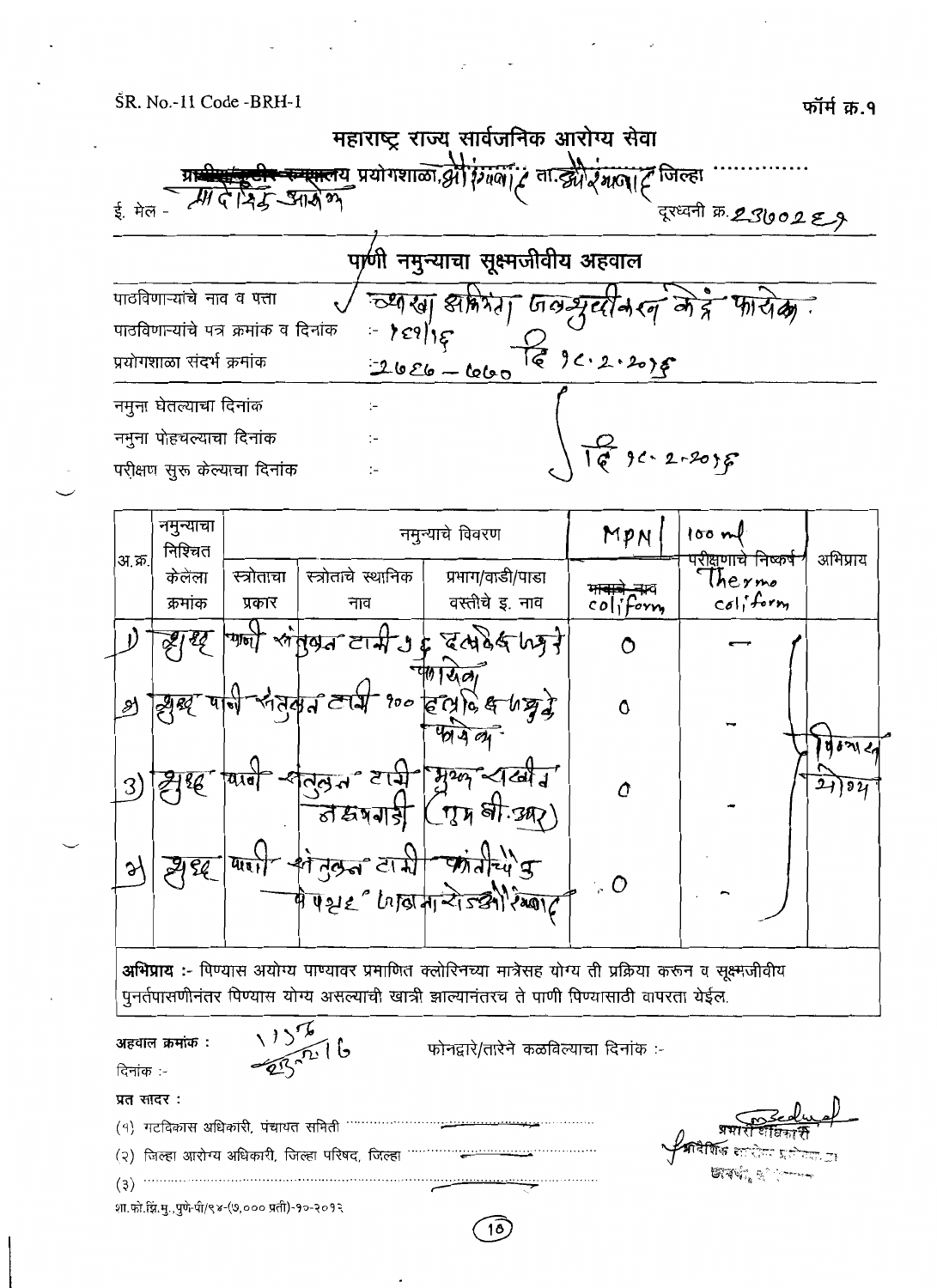SR. No.-11 Code -BRH-1

फॉर्म क्र.१

# महाराष्ट्र राज्य सार्वजनिक आरोग्य सेवा

~~ग्रामीण/कुटीर रुग्णालय~~ प्रयोगशाळा, औरंगाबाद ता. औरंगाबाद जिल्हा ............

ई. मेल - आदिवासी आरोग्य

दूरध्वनी क्र. 2370289

## पाणी नमुन्याचा सूक्ष्मजीवीय अहवाल

पाठविणाऱ्यांचे नाव व पत्ता :- व्यवस्था अभियंता जलशुद्धीकरण केंद्र फारोळा.

पाठविणाऱ्यांचे पत्र क्रमांक व दिनांक :- १८१/१६

प्रयोगशाळा संदर्भ क्रमांक :- 2086 – 2090 दि १८.२.२०१६

नमुना घेतल्याचा दिनांक :-

नमुना पोहचल्याचा दिनांक :- दि १८.२.२०१६

परीक्षण सुरू केल्याचा दिनांक :-

| अ.क्र. | नमुन्याचा निश्चित केलेला क्रमांक | नमुन्याचे विवरण | | | MPN / 100 ml | | अभिप्राय |
|---|---|---|---|---|---|---|---|
| | | स्त्रोताचा प्रकार | स्त्रोताचे स्थानिक नाव | प्रभाग/वाडी/पाडा वस्तीचे इ. नाव | ~~मावाचे नाव~~ coliform | परीक्षणाचे निष्कर्ष Thermo coliform | |
| 1) | शुद्ध | पाणी | संतुलन टाकी ५६ | दशलक्ष लिटर फारोळा | 0 | — | पिण्यास योग्य |
| 2) | शुद्ध | पाणी | संतुलन टाकी १०० | दशलक्ष लिटर फारोळा | 0 | — | |
| 3) | शुद्ध | पाणी | संतुलन टाकी नक्षत्रवाडी | मुख्य संतुलन (MBR) | 0 | — | |
| 4) | शुद्ध | पाणी | संतुलन टाकी | फारोळा पंपहाऊस औरंगाबाद | 0 | — | |

**अभिप्राय :-** पिण्यास अयोग्य पाण्यावर प्रमाणित क्लोरिनच्या मात्रेसह योग्य ती प्रक्रिया करून व सूक्ष्मजीवीय पुनर्तपासणीनंतर पिण्यास योग्य असल्याची खात्री झाल्यानंतरच ते पाणी पिण्यासाठी वापरता येईल.

अहवाल क्रमांक : ११५६ / २३.२.१६

दिनांक :-

फोनद्वारे/तारेने कळविल्याचा दिनांक :-

प्रत सादर :

(१) गटविकास अधिकारी, पंचायत समिती ............

(२) जिल्हा आरोग्य अधिकारी, जिल्हा परिषद, जिल्हा ............

(३) ............

प्रभारी अधिकारी
प्रादेशिक आरोग्य प्रयोगशाळा
छावणी, औरंगाबाद

शा.फो.झि.मु., पुणे-पी/९४-(७,००० प्रती)-१०-२०१२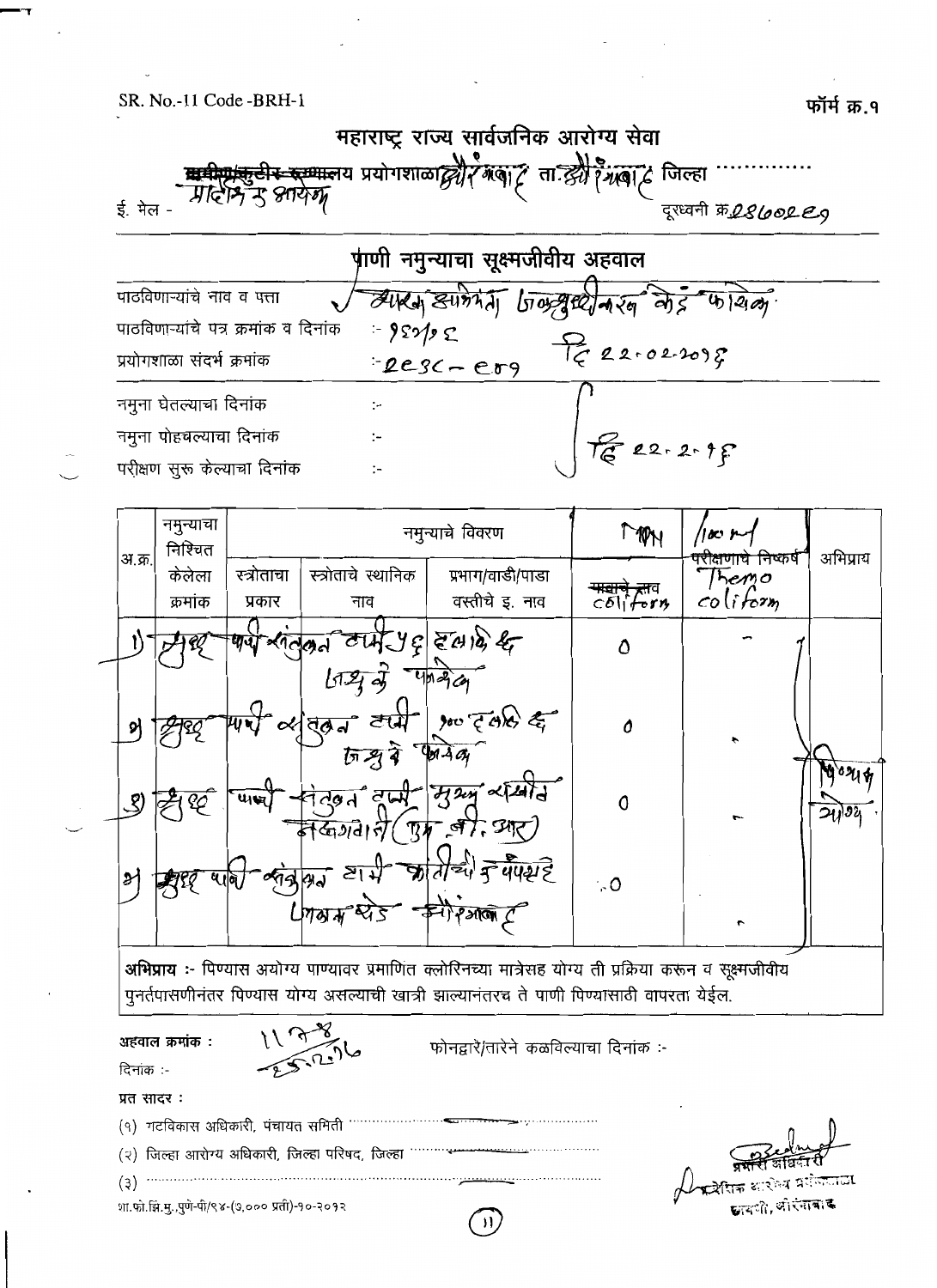SR. No.-11 Code -BRH-1

फॉर्म क्र.१

# महाराष्ट्र राज्य सार्वजनिक आरोग्य सेवा

~~ग्रामीण/कुटीर रुग्णालय~~ प्रयोगशाळा औरंगाबाद ता. औरंगाबाद जिल्हा ..............

ई. मेल - प्रादेशिक आरोग्य

दूरध्वनी क्र. 2360229

## पाणी नमुन्याचा सूक्ष्मजीवीय अहवाल

पाठविणाऱ्यांचे नाव व पत्ता : अधिक्षक अभियंता जलशुद्धीकरण केंद्र फारोळा

पाठविणाऱ्यांचे पत्र क्रमांक व दिनांक :- १६२/१६ दि 22.02.2016

प्रयोगशाळा संदर्भ क्रमांक :- 2636 - 2639

नमुना घेतल्याचा दिनांक :-

नमुना पोहचल्याचा दिनांक :- दि 22.2.16

परीक्षण सुरू केल्याचा दिनांक :-

| अ.क्र. | नमुन्याचा निश्चित केलेला क्रमांक | स्त्रोताचा प्रकार | स्त्रोताचे स्थानिक नाव | प्रभाग/वाडी/पाडा वस्तीचे इ. नाव | MPN coliform | /100 ml Themo coliform (परीक्षणाचे निष्कर्ष) | अभिप्राय |
|---|---|---|---|---|---|---|---|
| 1) | 2636 | पाणी | संतुलन टाकी 56 दशलक्ष ली | जलशुद्धी फारोळा | 0 | - | |
| 2) | 2637 | पाणी | संतुलन टाकी | 100 दशलक्ष ली जलशुद्धी फारोळा | 0 | - | पिण्यास योग्य |
| 3) | 2638 | पाणी | संतुलन टाकी | मुख्य संतुलित नक्षत्रवाडी (एम बी आर) | 0 | - | |
| 4) | 2639 | पाणी | संतुलन टाकी | क्रांतीचौक पेपर सिडको एन भोरे औरंगाबाद | 0 | - | |

**अभिप्राय :-** पिण्यास अयोग्य पाण्यावर प्रमाणित क्लोरिनच्या मात्रेसह योग्य ती प्रक्रिया करून व सूक्ष्मजीवीय पुनर्तपासणीनंतर पिण्यास योग्य असल्याची खात्री झाल्यानंतरच ते पाणी पिण्यासाठी वापरता येईल.

**अहवाल क्रमांक :** 1178 / 25.2.16

फोनद्वारे/तारेने कळविल्याचा दिनांक :-

दिनांक :-

**प्रत सादर :**

(१) गटविकास अधिकारी, पंचायत समिती ..............................

(२) जिल्हा आरोग्य अधिकारी, जिल्हा परिषद, जिल्हा ..............................

(३) ..............................

प्रभारी अधिकारी
प्रादेशिक आरोग्य प्रयोगशाळा
छावणी, औरंगाबाद

शा.फो.झि.मु.,पुणे-पी/९४-(७,००० प्रती)-१०-२०१२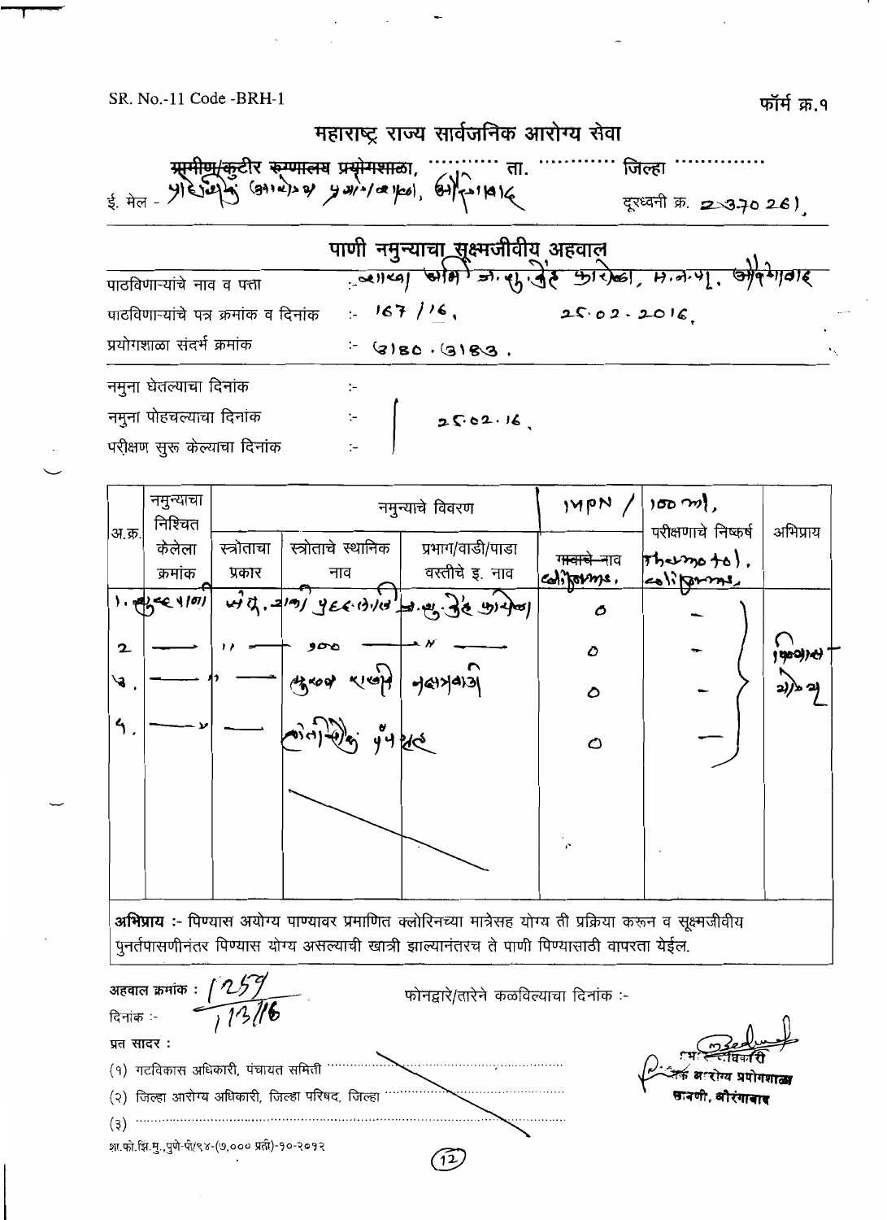SR. No.-11 Code -BRH-1

फॉर्म क्र.१

# महाराष्ट्र राज्य सार्वजनिक आरोग्य सेवा

~~ग्रामीण/कुटीर रुग्णालय प्रयोगशाळा~~, ............ ता. ............ जिल्हा ..............

ई. मेल - प्रादेशिक आरोग्य प्रयोगशाळा, औरंगाबाद                दूरध्वनी क्र. 2370261

## पाणी नमुन्याचा सूक्ष्मजीवीय अहवाल

| | |
|---|---|
| पाठविणाऱ्यांचे नाव व पत्ता | :- सहाय्यक अभियंता, जी.सु.उ.जे कारखाना, म.न.पा. औरंगाबाद |
| पाठविणाऱ्यांचे पत्र क्रमांक व दिनांक | :- 167/16, 25.02.2016. |
| प्रयोगशाळा संदर्भ क्रमांक | :- 3180 . 3183 . |
| नमुना घेतल्याचा दिनांक | :- |
| नमुना पोहचल्याचा दिनांक | :- 25.02.16. |
| परीक्षण सुरू केल्याचा दिनांक | :- |

| अ.क्र. | नमुन्याचा निश्चित केलेला क्रमांक | नमुन्याचे विवरण | | | MPN / 100 ml, | परीक्षणाचे निष्कर्ष | अभिप्राय |
|---|---|---|---|---|---|---|---|
| | | स्त्रोताचा प्रकार | स्त्रोताचे स्थानिक नाव | प्रभाग/वाडी/पाडा वस्तीचे इ. नाव | ~~गावाचे नाव~~ coliforms. | Thermotol. coliforms. | |
| 1. | जुलै/01 | पं.टू. आन्ध/ | 4566.010 | जी.सु.उ.जे कारखाना | 0 | — | पिण्यास योग्य |
| 2 | — | " | 900 | " | 0 | — | |
| 3. | — | " | जुरळव स्टेशन | नक्षत्रवाडी | 0 | — | |
| 4. | — | " | — | कोंतीरोड पुंपहाउस | 0 | — | |

**अभिप्राय :-** पिण्यास अयोग्य पाण्यावर प्रमाणित क्लोरिनच्या मात्रेसह योग्य ती प्रक्रिया करून व सूक्ष्मजीवीय पुनर्तपासणीनंतर पिण्यास योग्य असल्याची खात्री झाल्यानंतरच ते पाणी पिण्यासाठी वापरता येईल.

अहवाल क्रमांक : 1259

दिनांक :- 1/3/16

फोनद्वारे/तारेने कळविल्याचा दिनांक :-

प्रत सादर :

(१) गटविकास अधिकारी, पंचायत समिती ..............................

(२) जिल्हा आरोग्य अधिकारी, जिल्हा परिषद, जिल्हा ..............................

(३) ..............................

प्रभारी अधिकारी
प्रादेशिक आरोग्य प्रयोगशाळा
छावणी, औरंगाबाद

शा.फो.झि.मु.,पुणे-पी/९४-(७,००० प्रती)-१०-२०१२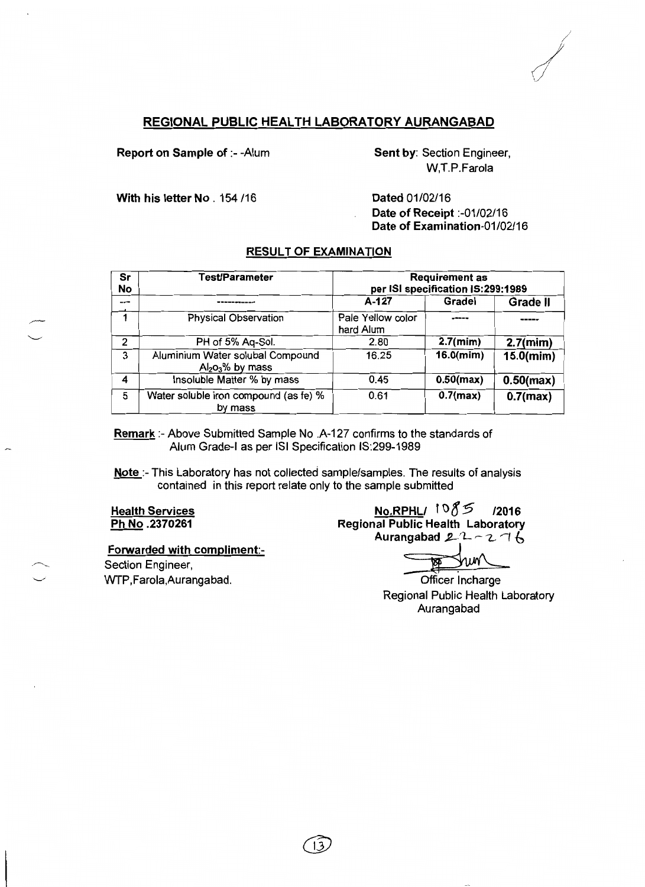## REGIONAL PUBLIC HEALTH LABORATORY AURANGABAD

**Report on Sample of** :- -Alum

**Sent by**: Section Engineer, W,T.P.Farola

**With his letter No** . 154 /16

Dated 01/02/16

**Date of Receipt** :-01/02/16

**Date of Examination**-01/02/16

### RESULT OF EXAMINATION

| Sr No | Test/Parameter | Requirement as per ISI specification IS:299:1989 | | |
|---|---|---|---|---|
| --- | ----------- | A-127 | GradeI | Grade II |
| 1 | Physical Observation | Pale Yellow color hard Alum | ----- | ----- |
| 2 | PH of 5% Aq-Sol. | 2.80 | **2.7(mim)** | **2.7(mim)** |
| 3 | Aluminium Water solubal Compound $Al_2o_3$% by mass | 16.25 | **16.0(mim)** | **15.0(mim)** |
| 4 | Insoluble Matter % by mass | 0.45 | **0.50(max)** | **0.50(max)** |
| 5 | Water soluble iron compound (as fe) % by mass | 0.61 | **0.7(max)** | **0.7(max)** |

Remark :- Above Submitted Sample No .A-127 confirms to the standards of Alum Grade-I as per ISI Specification IS:299-1989

Note :- This Laboratory has not collected sample/samples. The results of analysis contained in this report relate only to the sample submitted

**Health Services**
**Ph No .2370261**

**No.RPHL/ 1085 /2016**
**Regional Public Health Laboratory**
**Aurangabad 22-2-16**

**Forwarded with compliment:-**
Section Engineer,
WTP,Farola,Aurangabad.

Officer Incharge
Regional Public Health Laboratory
Aurangabad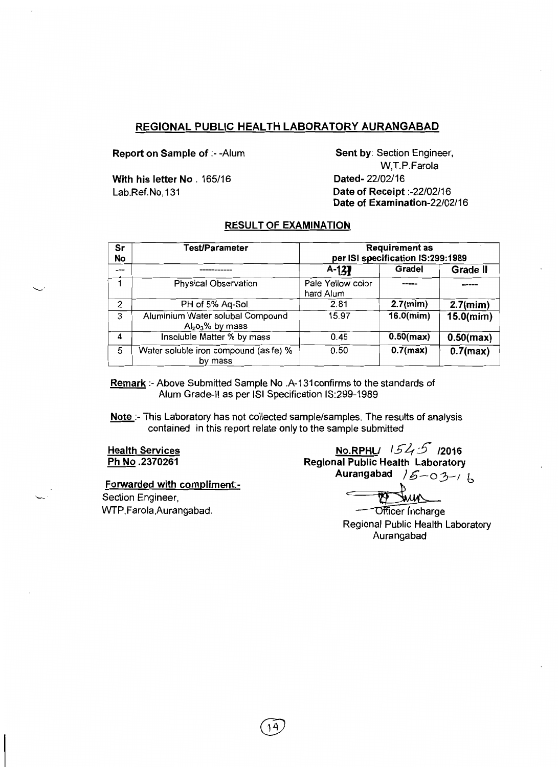## REGIONAL PUBLIC HEALTH LABORATORY AURANGABAD

**Report on Sample of** :- -Alum

**Sent by**: Section Engineer, W,T.P.Farola

**With his letter No** . 165/16

**Dated**- 22/02/16

Lab.Ref.No,131

**Date of Receipt** :-22/02/16

**Date of Examination**-22/02/16

### RESULT OF EXAMINATION

| Sr No | Test/Parameter | Requirement as per ISI specification IS:299:1989 | | |
|---|---|---|---|---|
| --- | ----------- | A-131 | GradeI | Grade II |
| 1 | Physical Observation | Pale Yellow color hard Alum | ----- | ----- |
| 2 | PH of 5% Aq-Sol. | 2.81 | **2.7(mim)** | **2.7(mim)** |
| 3 | Aluminium Water solubal Compound $Al_2o_3$% by mass | 15.97 | **16.0(mim)** | **15.0(mim)** |
| 4 | Insoluble Matter % by mass | 0.45 | **0.50(max)** | **0.50(max)** |
| 5 | Water soluble iron compound (as fe) % by mass | 0.50 | **0.7(max)** | **0.7(max)** |

**Remark** :- Above Submitted Sample No .A-131confirms to the standards of Alum Grade-II as per ISI Specification IS:299-1989

**Note** :- This Laboratory has not collected sample/samples. The results of analysis contained in this report relate only to the sample submitted

**Health Services**
**Ph No .2370261**

**No.RPHL/** 1545 **/2016**
**Regional Public Health Laboratory**
**Aurangabad** 15-03-16

**Forwarded with compliment:-**
Section Engineer,
WTP,Farola,Aurangabad.

Officer Incharge
Regional Public Health Laboratory
Aurangabad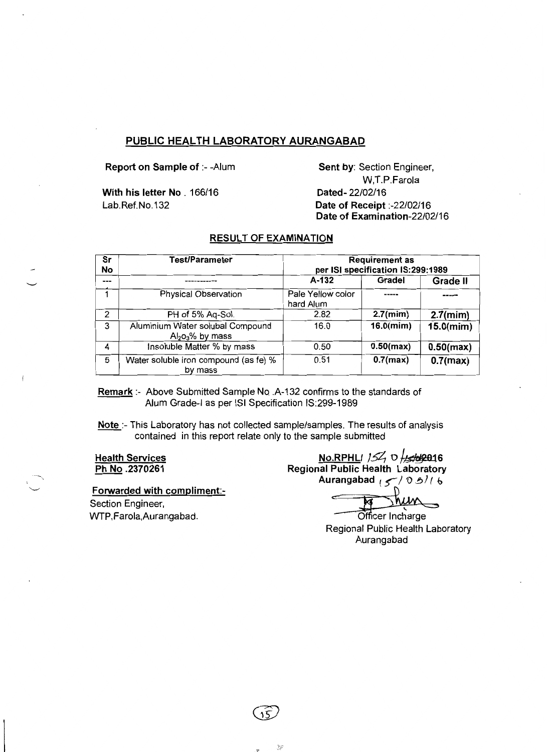## PUBLIC HEALTH LABORATORY AURANGABAD

**Report on Sample of** :- -Alum

**Sent by**: Section Engineer, W,T.P.Farola

**With his letter No** . 166/16

**Dated**- 22/02/16

Lab.Ref.No.132

**Date of Receipt** :-22/02/16

**Date of Examination**-22/02/16

### RESULT OF EXAMINATION

| Sr No | Test/Parameter | Requirement as per ISI specification IS:299:1989 | | |
|---|---|---|---|---|
| --- | ------------ | A-132 | GradeI | Grade II |
| 1 | Physical Observation | Pale Yellow color hard Alum | ----- | ----- |
| 2 | PH of 5% Aq-Sol. | 2.82 | 2.7(mim) | 2.7(mim) |
| 3 | Aluminium Water solubal Compound $Al_2o_3$% by mass | 16.0 | 16.0(mim) | 15.0(mim) |
| 4 | Insoluble Matter % by mass | 0.50 | 0.50(max) | 0.50(max) |
| 5 | Water soluble iron compound (as fe) % by mass | 0.51 | 0.7(max) | 0.7(max) |

**Remark** :- Above Submitted Sample No .A-132 confirms to the standards of Alum Grade-I as per ISI Specification IS:299-1989

**Note** :- This Laboratory has not collected sample/samples. The results of analysis contained in this report relate only to the sample submitted

**Health Services**
**Ph No .2370261**

**No.RPHL/** 154 of 2016
**Regional Public Health Laboratory**
**Aurangabad** 15/03/16

**Forwarded with compliment:-**
Section Engineer,
WTP,Farola,Aurangabad.

Officer Incharge
Regional Public Health Laboratory
Aurangabad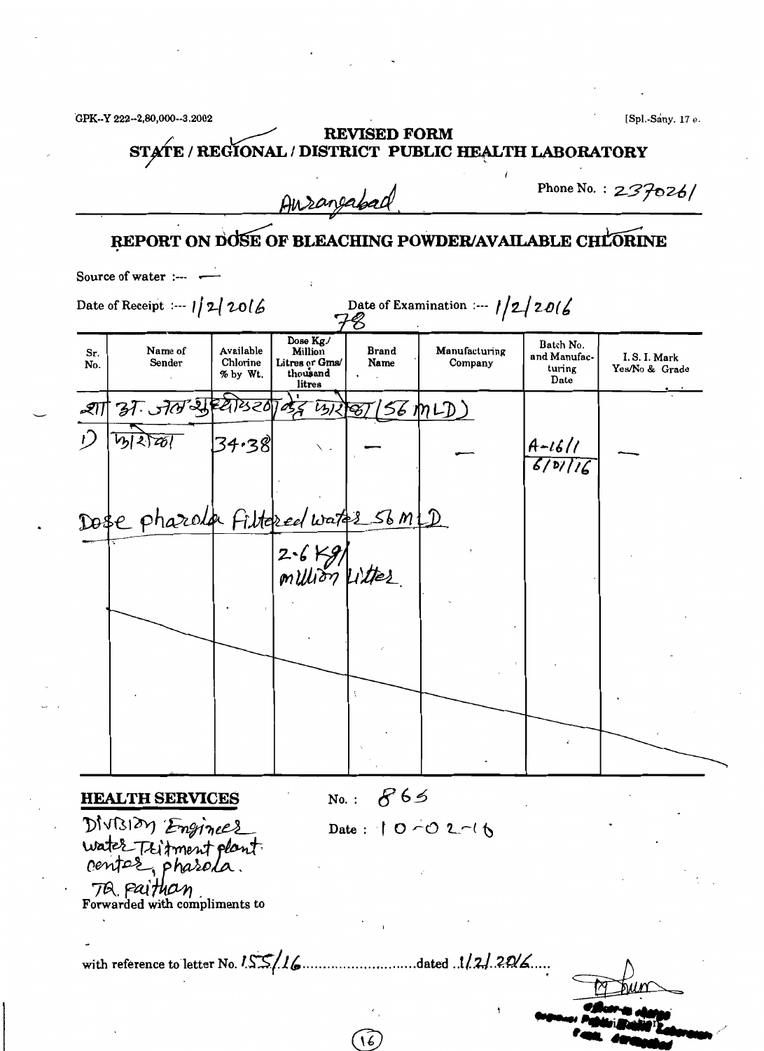GPK--Y 222--2,80,000--3.2002 [Spl.-Sany. 17 e.

## REVISED FORM

## STATE / REGIONAL / DISTRICT PUBLIC HEALTH LABORATORY

Aurangabad Phone No. : 2370261

## REPORT ON DOSE OF BLEACHING POWDER/AVAILABLE CHLORINE

Source of water :--- ——

Date of Receipt :--- 1/2/2016 Date of Examination :--- 1/2/2016

78

| Sr. No. | Name of Sender | Available Chlorine % by Wt. | Dose Kg./ Million Litres or Gms/ thousand litres | Brand Name | Manufacturing Company | Batch No. and Manufacturing Date | I. S. I. Mark Yes/No & Grade |
|---|---|---|---|---|---|---|---|
| श्री अ. जल शुद्धीकरण केंद्र फारोळा (56 MLD) | | | | | | | |
| 1) | फारोळा | 34.38 | | — | — | A-16/1 6/01/16 | — |
| Dose pharola Filtered water 56 MLD | | | | | | | |
| | | | 2.6 Kg/ million Litter | | | | |

**HEALTH SERVICES**

No. : 865

Date : 10-02-16

Division Engineer
water Treitment plant center, pharola.
TQ. Paithan.

Forwarded with compliments to

with reference to letter No. 155/16 .......................... dated 1/2/2016.....

Officer-in-charge
Regional Public Health Laboratory
Aurangabad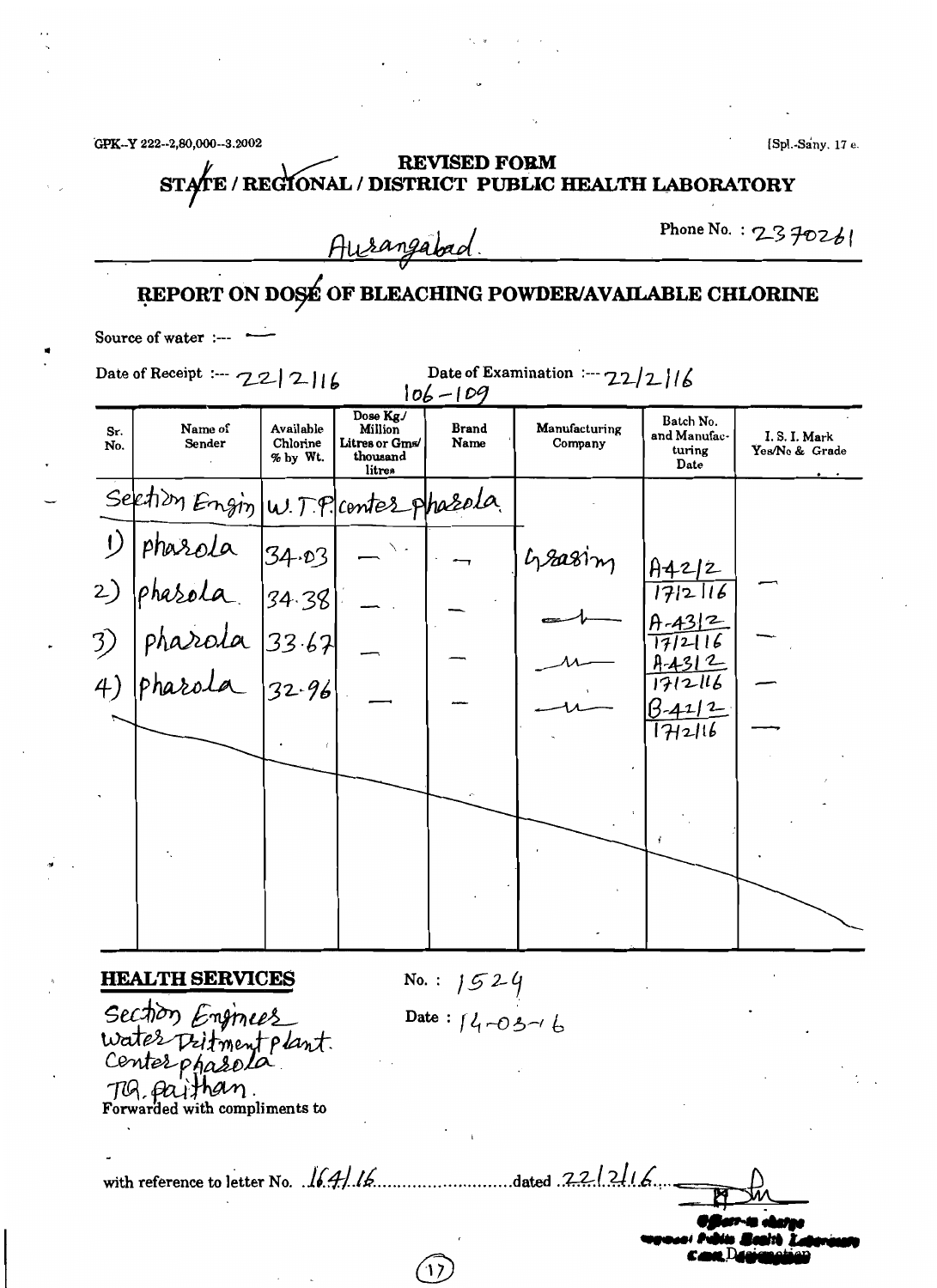GPK-Y 222--2,80,000--3.2002 [Spl.-Sany. 17 e.

**REVISED FORM**

# STATE / REGIONAL / DISTRICT PUBLIC HEALTH LABORATORY

Aurangabad. Phone No. : 2370261

## REPORT ON DOSE OF BLEACHING POWDER/AVAILABLE CHLORINE

Source of water :---

Date of Receipt :--- 22/2/16 Date of Examination :--- 22/2/16

106 – 109

| Sr. No. | Name of Sender | Available Chlorine % by Wt. | Dose Kg./ Million Litres or Gms/ thousand litres | Brand Name | Manufacturing Company | Batch No. and Manufacturing Date | I. S. I. Mark Yes/No & Grade |
|---|---|---|---|---|---|---|---|
| | Section Engin W.T.P. center Pharola | | | | | | |
| 1) | pharola | 34.03 | — | — | Grasim | A42/2 17/2/16 | — |
| 2) | pharola | 34.38 | — | — | —"— | A-43/2 17/2/16 | — |
| 3) | pharola | 33.67 | — | — | —"— | A-43/2 17/2/16 | — |
| 4) | pharola | 32.96 | — | — | —"— | B-41/2 17/2/16 | — |

**HEALTH SERVICES** No. : 1524

Date : 14-03-16

Section Engineer
water Treatment plant.
Center pharola
TQ. paithan.
Forwarded with compliments to

with reference to letter No. 164/16 dated 22/2/16

Officer-in charge
Regional Public Health Laboratory
Cum. Designation